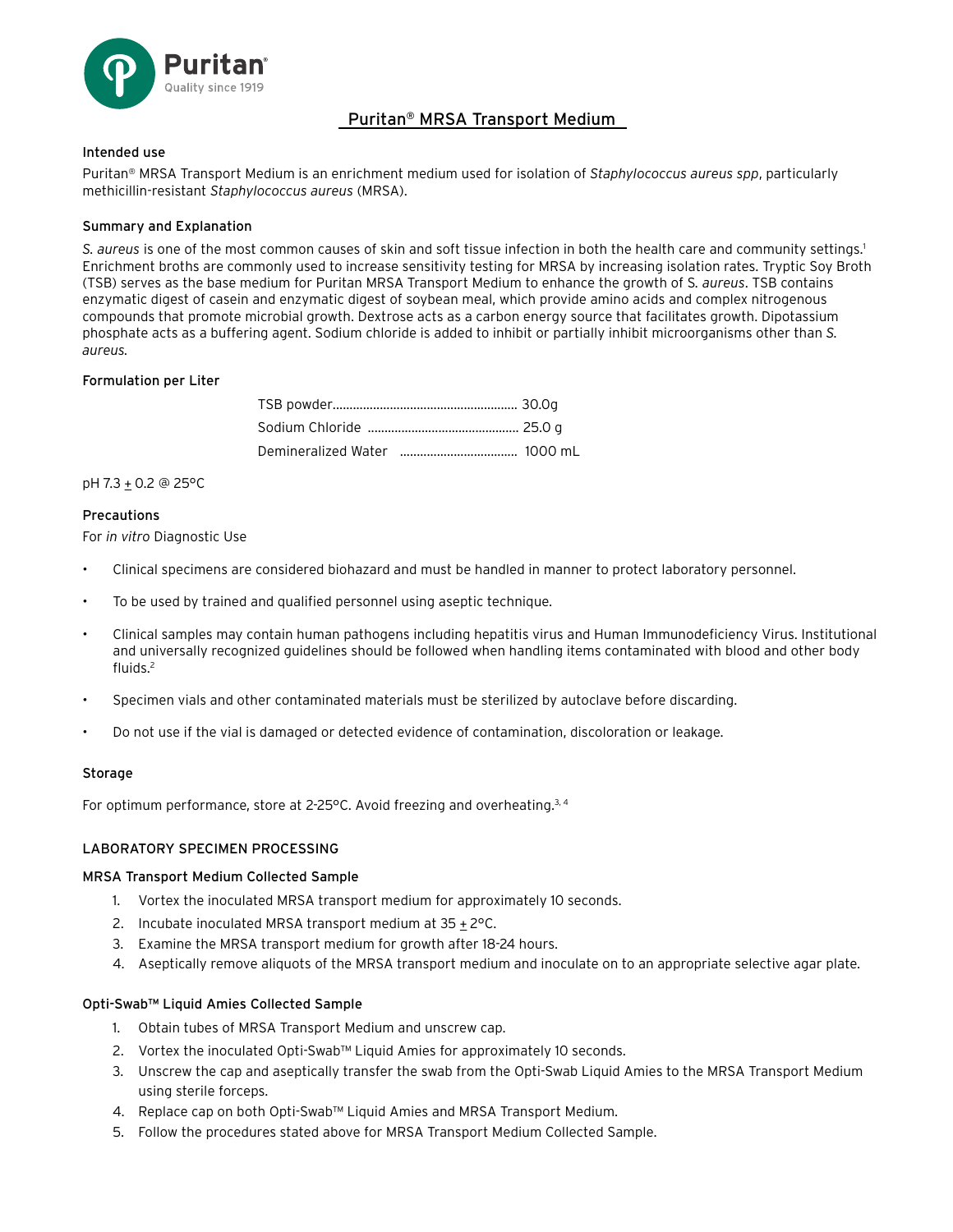# Puritan® MRSA Transport Medium

## Intended use

Puritan® MRSA Transport Medium is an enrichment medium used for isolation of *Staphylococcus aureus spp*, particularly methicillin-resistant *Staphylococcus aureus* (MRSA).

## Summary and Explanation

*S. aureus* is one of the most common causes of skin and soft tissue infection in both the health care and community settings.[1] Enrichment broths are commonly used to increase sensitivity testing for MRSA by increasing isolation rates. Tryptic Soy Broth (TSB) serves as the base medium for Puritan MRSA Transport Medium to enhance the growth of S. *aureus*. TSB contains enzymatic digest of casein and enzymatic digest of soybean meal, which provide amino acids and complex nitrogenous compounds that promote microbial growth. Dextrose acts as a carbon energy source that facilitates growth. Dipotassium phosphate acts as a buffering agent. Sodium chloride is added to inhibit or partially inhibit microorganisms other than *S. aureus.*

## Formulation per Liter

| | |
|---|---|
| TSB powder | 30.0g |
| Sodium Chloride | 25.0 g |
| Demineralized Water | 1000 mL |

pH 7.3 $\pm$ 0.2 @ 25°C

## Precautions

For *in vitro* Diagnostic Use

- Clinical specimens are considered biohazard and must be handled in manner to protect laboratory personnel.
- To be used by trained and qualified personnel using aseptic technique.
- Clinical samples may contain human pathogens including hepatitis virus and Human Immunodeficiency Virus. Institutional and universally recognized guidelines should be followed when handling items contaminated with blood and other body fluids.[2]
- Specimen vials and other contaminated materials must be sterilized by autoclave before discarding.
- Do not use if the vial is damaged or detected evidence of contamination, discoloration or leakage.

## Storage

For optimum performance, store at 2-25°C. Avoid freezing and overheating.[3, 4]

## LABORATORY SPECIMEN PROCESSING

### MRSA Transport Medium Collected Sample

1. Vortex the inoculated MRSA transport medium for approximately 10 seconds.
2. Incubate inoculated MRSA transport medium at 35 $\pm$ 2°C.
3. Examine the MRSA transport medium for growth after 18-24 hours.
4. Aseptically remove aliquots of the MRSA transport medium and inoculate on to an appropriate selective agar plate.

### Opti-Swab™ Liquid Amies Collected Sample

1. Obtain tubes of MRSA Transport Medium and unscrew cap.
2. Vortex the inoculated Opti-Swab™ Liquid Amies for approximately 10 seconds.
3. Unscrew the cap and aseptically transfer the swab from the Opti-Swab Liquid Amies to the MRSA Transport Medium using sterile forceps.
4. Replace cap on both Opti-Swab™ Liquid Amies and MRSA Transport Medium.
5. Follow the procedures stated above for MRSA Transport Medium Collected Sample.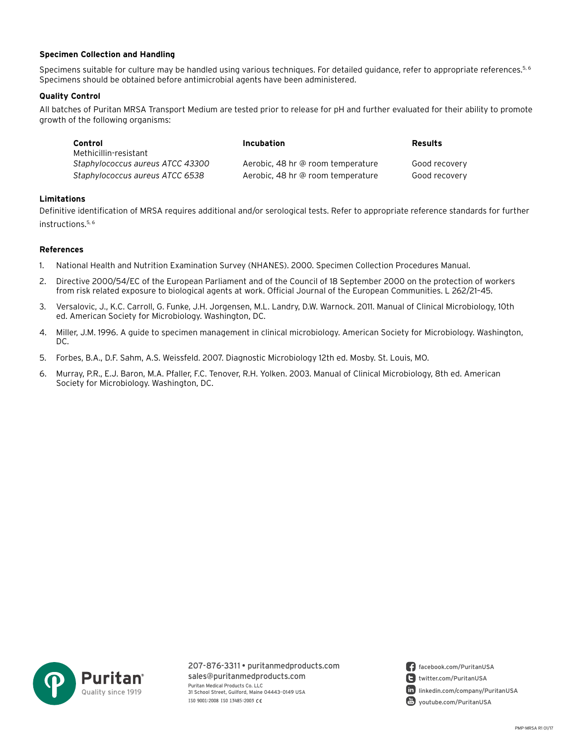### Specimen Collection and Handling

Specimens suitable for culture may be handled using various techniques. For detailed guidance, refer to appropriate references.[5, 6] Specimens should be obtained before antimicrobial agents have been administered.

### Quality Control

All batches of Puritan MRSA Transport Medium are tested prior to release for pH and further evaluated for their ability to promote growth of the following organisms:

| Control | Incubation | Results |
|---|---|---|
| Methicillin-resistant *Staphylococcus aureus ATCC 43300* | Aerobic, 48 hr @ room temperature | Good recovery |
| *Staphylococcus aureus ATCC 6538* | Aerobic, 48 hr @ room temperature | Good recovery |

### Limitations

Definitive identification of MRSA requires additional and/or serological tests. Refer to appropriate reference standards for further instructions.[5, 6]

### References

1. National Health and Nutrition Examination Survey (NHANES). 2000. Specimen Collection Procedures Manual.
2. Directive 2000/54/EC of the European Parliament and of the Council of 18 September 2000 on the protection of workers from risk related exposure to biological agents at work. Official Journal of the European Communities. L 262/21–45.
3. Versalovic, J., K.C. Carroll, G. Funke, J.H. Jorgensen, M.L. Landry, D.W. Warnock. 2011. Manual of Clinical Microbiology, 10th ed. American Society for Microbiology. Washington, DC.
4. Miller, J.M. 1996. A guide to specimen management in clinical microbiology. American Society for Microbiology. Washington, DC.
5. Forbes, B.A., D.F. Sahm, A.S. Weissfeld. 2007. Diagnostic Microbiology 12th ed. Mosby. St. Louis, MO.
6. Murray, P.R., E.J. Baron, M.A. Pfaller, F.C. Tenover, R.H. Yolken. 2003. Manual of Clinical Microbiology, 8th ed. American Society for Microbiology. Washington, DC.

Puritan® Quality since 1919

207-876-3311 • puritanmedproducts.com
sales@puritanmedproducts.com
Puritan Medical Products Co. LLC
31 School Street, Guilford, Maine 04443-0149 USA
ISO 9001:2008 ISO 13485:2003 CE

facebook.com/PuritanUSA
twitter.com/PuritanUSA
linkedin.com/company/PuritanUSA
youtube.com/PuritanUSA

PMP-MRSA R1 01/17